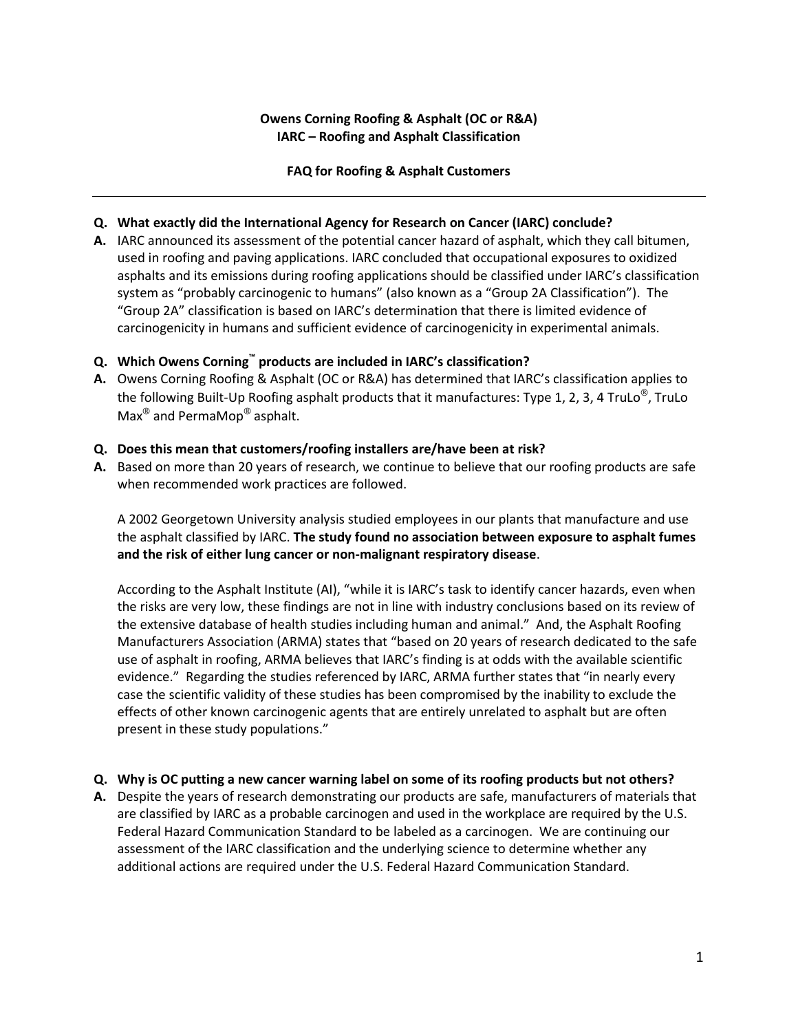**Owens Corning Roofing & Asphalt (OC or R&A)**
**IARC – Roofing and Asphalt Classification**

**FAQ for Roofing & Asphalt Customers**

---

**Q. What exactly did the International Agency for Research on Cancer (IARC) conclude?**

**A.** IARC announced its assessment of the potential cancer hazard of asphalt, which they call bitumen, used in roofing and paving applications. IARC concluded that occupational exposures to oxidized asphalts and its emissions during roofing applications should be classified under IARC's classification system as "probably carcinogenic to humans" (also known as a "Group 2A Classification"). The "Group 2A" classification is based on IARC's determination that there is limited evidence of carcinogenicity in humans and sufficient evidence of carcinogenicity in experimental animals.

**Q. Which Owens Corning™ products are included in IARC's classification?**

**A.** Owens Corning Roofing & Asphalt (OC or R&A) has determined that IARC's classification applies to the following Built-Up Roofing asphalt products that it manufactures: Type 1, 2, 3, 4 TruLo®, TruLo Max® and PermaMop® asphalt.

**Q. Does this mean that customers/roofing installers are/have been at risk?**

**A.** Based on more than 20 years of research, we continue to believe that our roofing products are safe when recommended work practices are followed.

A 2002 Georgetown University analysis studied employees in our plants that manufacture and use the asphalt classified by IARC. **The study found no association between exposure to asphalt fumes and the risk of either lung cancer or non-malignant respiratory disease**.

According to the Asphalt Institute (AI), "while it is IARC's task to identify cancer hazards, even when the risks are very low, these findings are not in line with industry conclusions based on its review of the extensive database of health studies including human and animal." And, the Asphalt Roofing Manufacturers Association (ARMA) states that "based on 20 years of research dedicated to the safe use of asphalt in roofing, ARMA believes that IARC's finding is at odds with the available scientific evidence." Regarding the studies referenced by IARC, ARMA further states that "in nearly every case the scientific validity of these studies has been compromised by the inability to exclude the effects of other known carcinogenic agents that are entirely unrelated to asphalt but are often present in these study populations."

**Q. Why is OC putting a new cancer warning label on some of its roofing products but not others?**

**A.** Despite the years of research demonstrating our products are safe, manufacturers of materials that are classified by IARC as a probable carcinogen and used in the workplace are required by the U.S. Federal Hazard Communication Standard to be labeled as a carcinogen. We are continuing our assessment of the IARC classification and the underlying science to determine whether any additional actions are required under the U.S. Federal Hazard Communication Standard.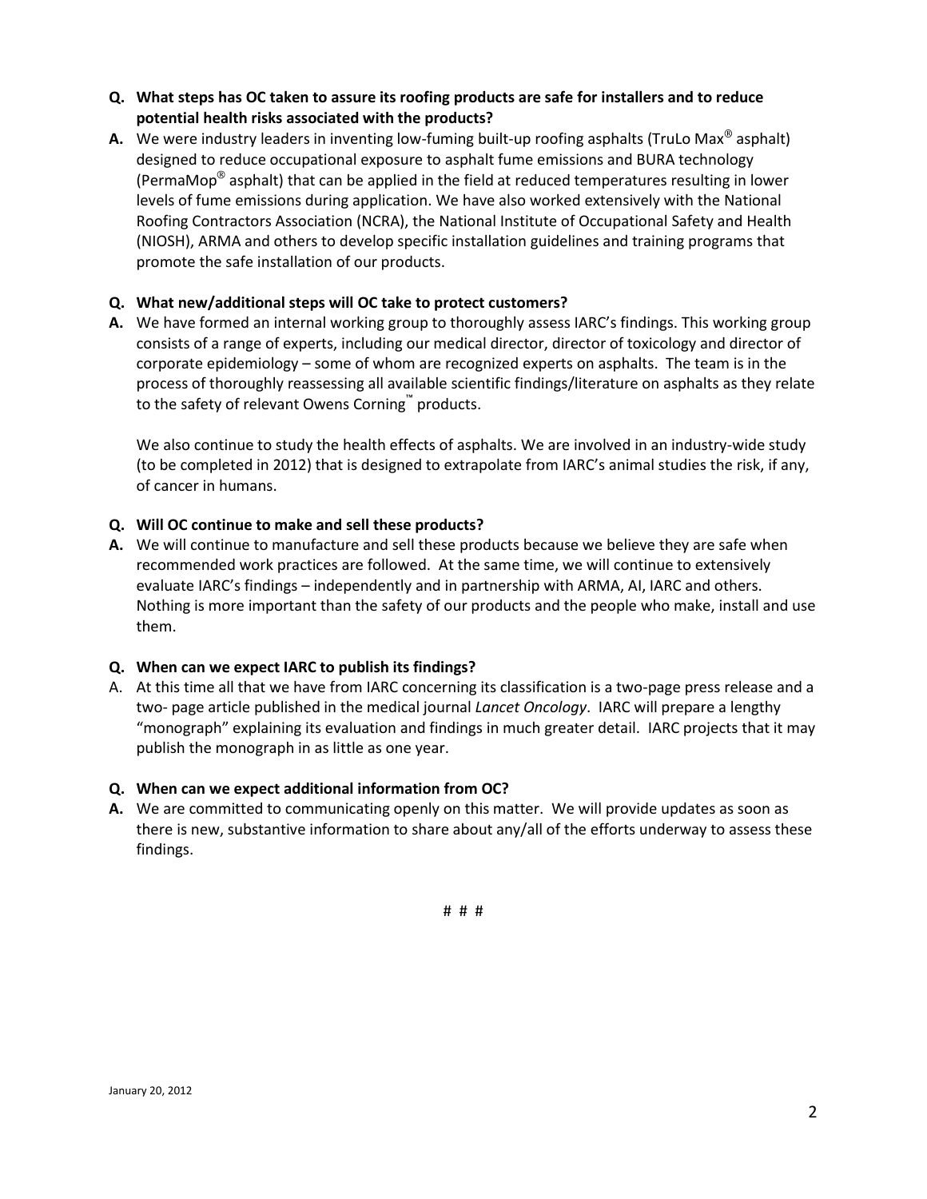**Q. What steps has OC taken to assure its roofing products are safe for installers and to reduce potential health risks associated with the products?**

**A.** We were industry leaders in inventing low-fuming built-up roofing asphalts (TruLo Max® asphalt) designed to reduce occupational exposure to asphalt fume emissions and BURA technology (PermaMop® asphalt) that can be applied in the field at reduced temperatures resulting in lower levels of fume emissions during application. We have also worked extensively with the National Roofing Contractors Association (NCRA), the National Institute of Occupational Safety and Health (NIOSH), ARMA and others to develop specific installation guidelines and training programs that promote the safe installation of our products.

**Q. What new/additional steps will OC take to protect customers?**

**A.** We have formed an internal working group to thoroughly assess IARC's findings. This working group consists of a range of experts, including our medical director, director of toxicology and director of corporate epidemiology – some of whom are recognized experts on asphalts. The team is in the process of thoroughly reassessing all available scientific findings/literature on asphalts as they relate to the safety of relevant Owens Corning™ products.

We also continue to study the health effects of asphalts. We are involved in an industry-wide study (to be completed in 2012) that is designed to extrapolate from IARC's animal studies the risk, if any, of cancer in humans.

**Q. Will OC continue to make and sell these products?**

**A.** We will continue to manufacture and sell these products because we believe they are safe when recommended work practices are followed. At the same time, we will continue to extensively evaluate IARC's findings – independently and in partnership with ARMA, AI, IARC and others. Nothing is more important than the safety of our products and the people who make, install and use them.

**Q. When can we expect IARC to publish its findings?**

A. At this time all that we have from IARC concerning its classification is a two-page press release and a two- page article published in the medical journal *Lancet Oncology*. IARC will prepare a lengthy "monograph" explaining its evaluation and findings in much greater detail. IARC projects that it may publish the monograph in as little as one year.

**Q. When can we expect additional information from OC?**

**A.** We are committed to communicating openly on this matter. We will provide updates as soon as there is new, substantive information to share about any/all of the efforts underway to assess these findings.

# # #

January 20, 2012